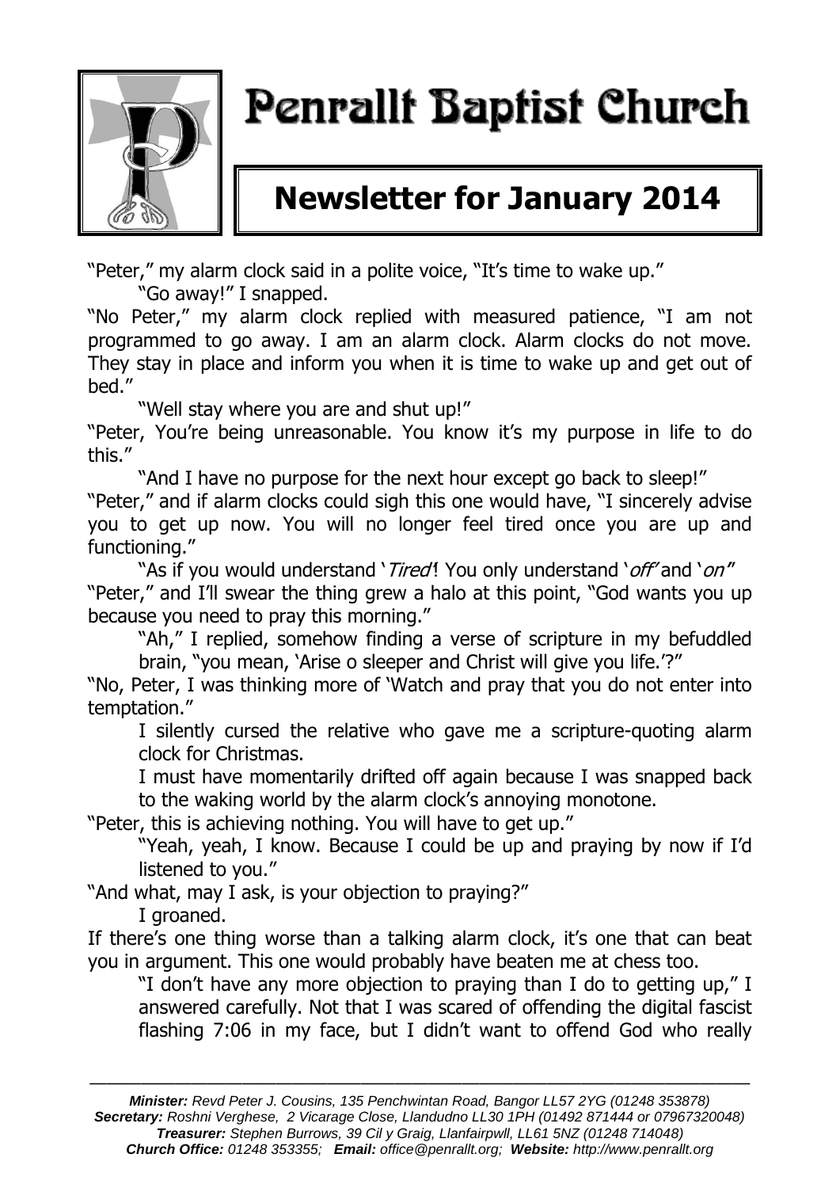# Penrallt Baptist Church

## Newsletter for January 2014

"Peter," my alarm clock said in a polite voice, "It's time to wake up."

"Go away!" I snapped.

"No Peter," my alarm clock replied with measured patience, "I am not programmed to go away. I am an alarm clock. Alarm clocks do not move. They stay in place and inform you when it is time to wake up and get out of bed."

"Well stay where you are and shut up!"

"Peter, You're being unreasonable. You know it's my purpose in life to do this."

"And I have no purpose for the next hour except go back to sleep!"

"Peter," and if alarm clocks could sigh this one would have, "I sincerely advise you to get up now. You will no longer feel tired once you are up and functioning."

"As if you would understand '*Tired*'! You only understand '*off*' and '*on*'"

"Peter," and I'll swear the thing grew a halo at this point, "God wants you up because you need to pray this morning."

"Ah," I replied, somehow finding a verse of scripture in my befuddled brain, "you mean, 'Arise o sleeper and Christ will give you life.'?"

"No, Peter, I was thinking more of 'Watch and pray that you do not enter into temptation."

I silently cursed the relative who gave me a scripture-quoting alarm clock for Christmas.

I must have momentarily drifted off again because I was snapped back to the waking world by the alarm clock's annoying monotone.

"Peter, this is achieving nothing. You will have to get up."

"Yeah, yeah, I know. Because I could be up and praying by now if I'd listened to you."

"And what, may I ask, is your objection to praying?"

I groaned.

If there's one thing worse than a talking alarm clock, it's one that can beat you in argument. This one would probably have beaten me at chess too.

"I don't have any more objection to praying than I do to getting up," I answered carefully. Not that I was scared of offending the digital fascist flashing 7:06 in my face, but I didn't want to offend God who really

---

***Minister:*** *Revd Peter J. Cousins, 135 Penchwintan Road, Bangor LL57 2YG (01248 353878)*
***Secretary:*** *Roshni Verghese, 2 Vicarage Close, Llandudno LL30 1PH (01492 871444 or 07967320048)*
***Treasurer:*** *Stephen Burrows, 39 Cil y Graig, Llanfairpwll, LL61 5NZ (01248 714048)*
***Church Office:*** *01248 353355;* ***Email:*** *office@penrallt.org;* ***Website:*** *http://www.penrallt.org*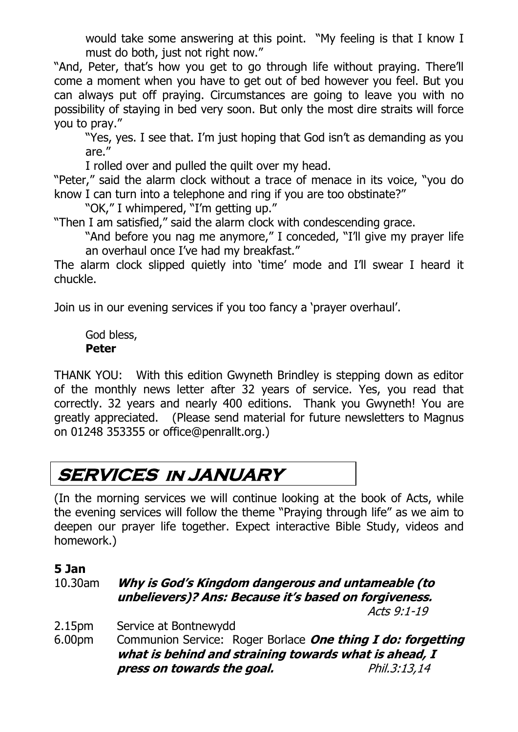would take some answering at this point. "My feeling is that I know I must do both, just not right now."

"And, Peter, that's how you get to go through life without praying. There'll come a moment when you have to get out of bed however you feel. But you can always put off praying. Circumstances are going to leave you with no possibility of staying in bed very soon. But only the most dire straits will force you to pray."

"Yes, yes. I see that. I'm just hoping that God isn't as demanding as you are."

I rolled over and pulled the quilt over my head.

"Peter," said the alarm clock without a trace of menace in its voice, "you do know I can turn into a telephone and ring if you are too obstinate?"

"OK," I whimpered, "I'm getting up."

"Then I am satisfied," said the alarm clock with condescending grace.

"And before you nag me anymore," I conceded, "I'll give my prayer life an overhaul once I've had my breakfast."

The alarm clock slipped quietly into 'time' mode and I'll swear I heard it chuckle.

Join us in our evening services if you too fancy a 'prayer overhaul'.

God bless,
**Peter**

THANK YOU: With this edition Gwyneth Brindley is stepping down as editor of the monthly news letter after 32 years of service. Yes, you read that correctly. 32 years and nearly 400 editions. Thank you Gwyneth! You are greatly appreciated. (Please send material for future newsletters to Magnus on 01248 353355 or office@penrallt.org.)

# SERVICES IN JANUARY

(In the morning services we will continue looking at the book of Acts, while the evening services will follow the theme "Praying through life" as we aim to deepen our prayer life together. Expect interactive Bible Study, videos and homework.)

**5 Jan**

10.30am ***Why is God's Kingdom dangerous and untameable (to unbelievers)? Ans: Because it's based on forgiveness.*** *Acts 9:1-19*

2.15pm Service at Bontnewydd

6.00pm Communion Service: Roger Borlace ***One thing I do: forgetting what is behind and straining towards what is ahead, I press on towards the goal.*** *Phil.3:13,14*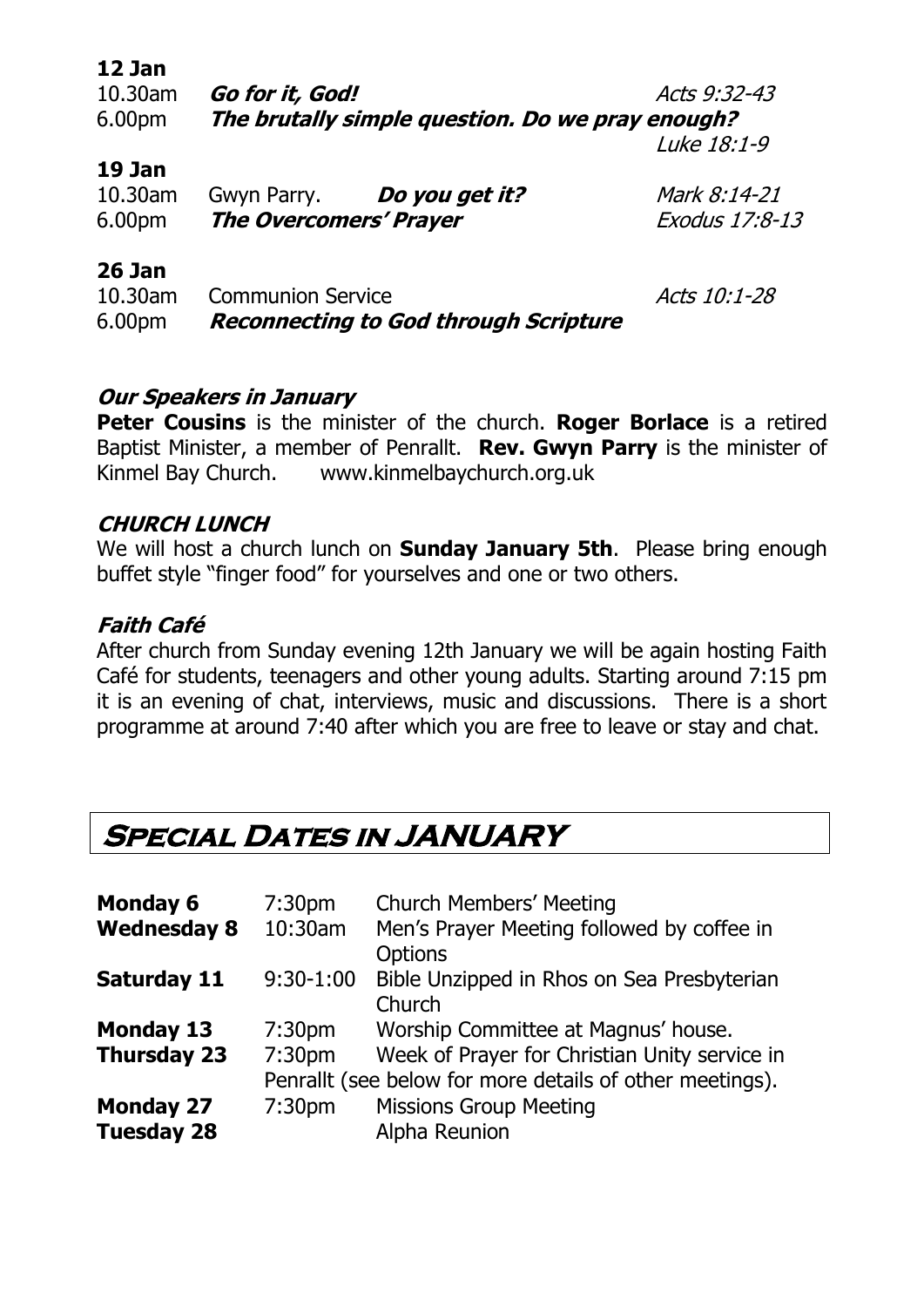**12 Jan**

10.30am *Go for it, God!* *Acts 9:32-43*

6.00pm ***The brutally simple question. Do we pray enough?*** *Luke 18:1-9*

**19 Jan**

10.30am Gwyn Parry. ***Do you get it?*** *Mark 8:14-21*

6.00pm ***The Overcomers' Prayer*** *Exodus 17:8-13*

**26 Jan**

10.30am Communion Service *Acts 10:1-28*

6.00pm ***Reconnecting to God through Scripture***

### *Our Speakers in January*

**Peter Cousins** is the minister of the church. **Roger Borlace** is a retired Baptist Minister, a member of Penrallt. **Rev. Gwyn Parry** is the minister of Kinmel Bay Church. www.kinmelbaychurch.org.uk

### *CHURCH LUNCH*

We will host a church lunch on **Sunday January 5th**. Please bring enough buffet style "finger food" for yourselves and one or two others.

### *Faith Café*

After church from Sunday evening 12th January we will be again hosting Faith Café for students, teenagers and other young adults. Starting around 7:15 pm it is an evening of chat, interviews, music and discussions. There is a short programme at around 7:40 after which you are free to leave or stay and chat.

## Special Dates in JANUARY

| | | |
|---|---|---|
| **Monday 6** | 7:30pm | Church Members' Meeting |
| **Wednesday 8** | 10:30am | Men's Prayer Meeting followed by coffee in Options |
| **Saturday 11** | 9:30-1:00 | Bible Unzipped in Rhos on Sea Presbyterian Church |
| **Monday 13** | 7:30pm | Worship Committee at Magnus' house. |
| **Thursday 23** | 7:30pm | Week of Prayer for Christian Unity service in Penrallt (see below for more details of other meetings). |
| **Monday 27** | 7:30pm | Missions Group Meeting |
| **Tuesday 28** | | Alpha Reunion |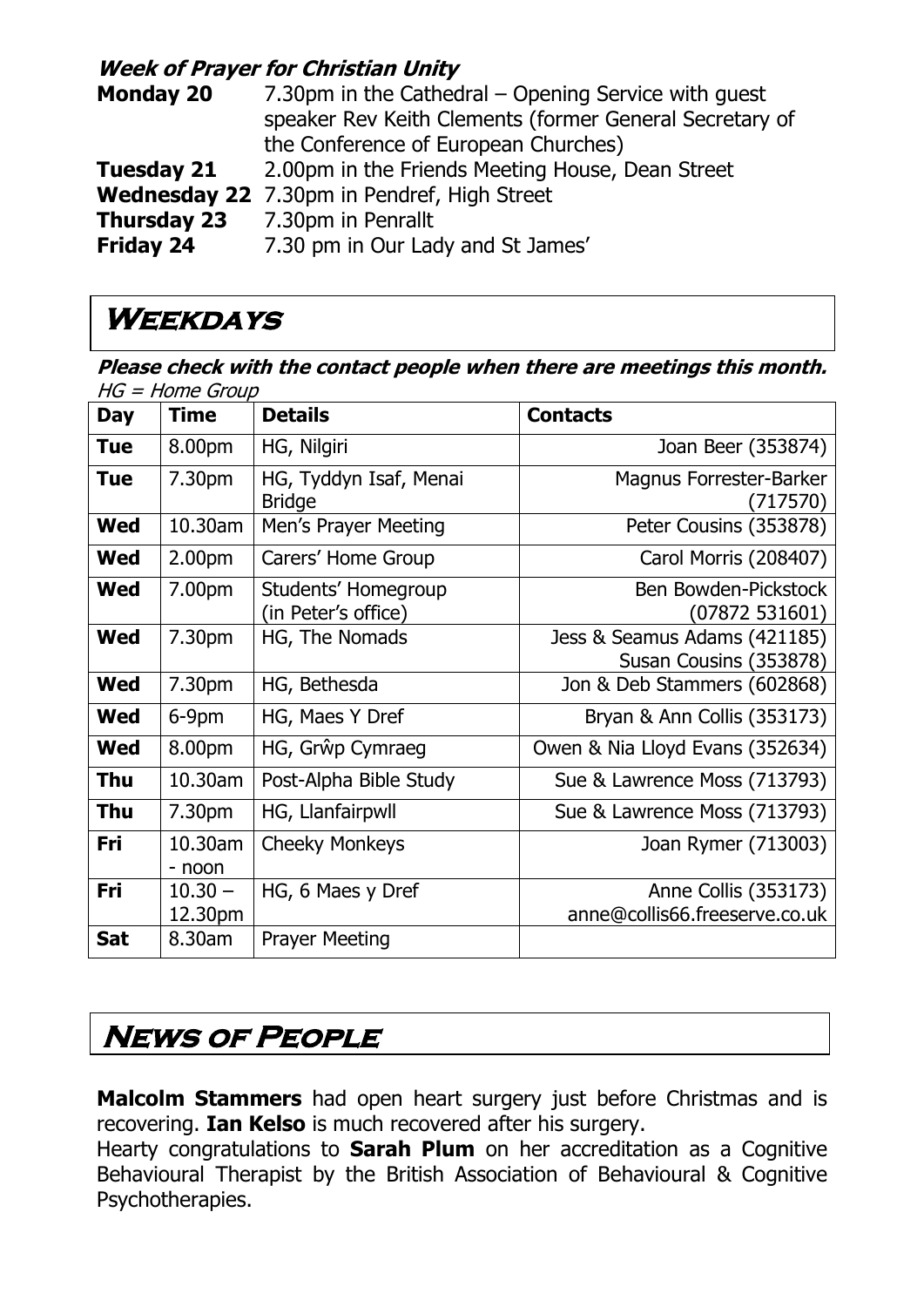### *Week of Prayer for Christian Unity*

**Monday 20** 7.30pm in the Cathedral – Opening Service with guest speaker Rev Keith Clements (former General Secretary of the Conference of European Churches)

**Tuesday 21** 2.00pm in the Friends Meeting House, Dean Street

**Wednesday 22** 7.30pm in Pendref, High Street

**Thursday 23** 7.30pm in Penrallt

**Friday 24** 7.30 pm in Our Lady and St James'

## Weekdays

***Please check with the contact people when there are meetings this month.***

*HG = Home Group*

| Day | Time | Details | Contacts |
|---|---|---|---|
| **Tue** | 8.00pm | HG, Nilgiri | Joan Beer (353874) |
| **Tue** | 7.30pm | HG, Tyddyn Isaf, Menai Bridge | Magnus Forrester-Barker (717570) |
| **Wed** | 10.30am | Men's Prayer Meeting | Peter Cousins (353878) |
| **Wed** | 2.00pm | Carers' Home Group | Carol Morris (208407) |
| **Wed** | 7.00pm | Students' Homegroup (in Peter's office) | Ben Bowden-Pickstock (07872 531601) |
| **Wed** | 7.30pm | HG, The Nomads | Jess & Seamus Adams (421185) Susan Cousins (353878) |
| **Wed** | 7.30pm | HG, Bethesda | Jon & Deb Stammers (602868) |
| **Wed** | 6-9pm | HG, Maes Y Dref | Bryan & Ann Collis (353173) |
| **Wed** | 8.00pm | HG, Grŵp Cymraeg | Owen & Nia Lloyd Evans (352634) |
| **Thu** | 10.30am | Post-Alpha Bible Study | Sue & Lawrence Moss (713793) |
| **Thu** | 7.30pm | HG, Llanfairpwll | Sue & Lawrence Moss (713793) |
| **Fri** | 10.30am - noon | Cheeky Monkeys | Joan Rymer (713003) |
| **Fri** | 10.30 – 12.30pm | HG, 6 Maes y Dref | Anne Collis (353173) anne@collis66.freeserve.co.uk |
| **Sat** | 8.30am | Prayer Meeting | |

## News of People

**Malcolm Stammers** had open heart surgery just before Christmas and is recovering. **Ian Kelso** is much recovered after his surgery.

Hearty congratulations to **Sarah Plum** on her accreditation as a Cognitive Behavioural Therapist by the British Association of Behavioural & Cognitive Psychotherapies.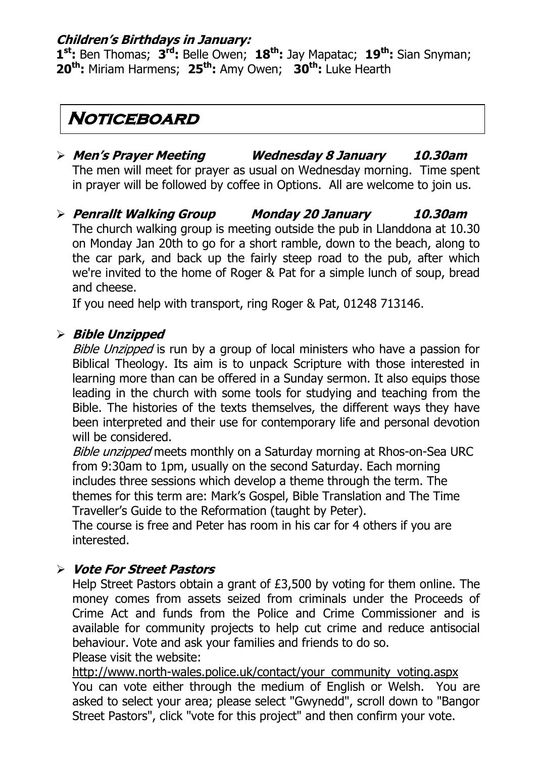**Children's Birthdays in January:**

**1st:** Ben Thomas; **3rd:** Belle Owen; **18th:** Jay Mapatac; **19th:** Sian Snyman; **20th:** Miriam Harmens; **25th:** Amy Owen; **30th:** Luke Hearth

# Noticeboard

- ***Men's Prayer Meeting Wednesday 8 January 10.30am***

  The men will meet for prayer as usual on Wednesday morning. Time spent in prayer will be followed by coffee in Options. All are welcome to join us.

- ***Penrallt Walking Group Monday 20 January 10.30am***

  The church walking group is meeting outside the pub in Llanddona at 10.30 on Monday Jan 20th to go for a short ramble, down to the beach, along to the car park, and back up the fairly steep road to the pub, after which we're invited to the home of Roger & Pat for a simple lunch of soup, bread and cheese.

  If you need help with transport, ring Roger & Pat, 01248 713146.

- ***Bible Unzipped***

  *Bible Unzipped* is run by a group of local ministers who have a passion for Biblical Theology. Its aim is to unpack Scripture with those interested in learning more than can be offered in a Sunday sermon. It also equips those leading in the church with some tools for studying and teaching from the Bible. The histories of the texts themselves, the different ways they have been interpreted and their use for contemporary life and personal devotion will be considered.

  *Bible unzipped* meets monthly on a Saturday morning at Rhos-on-Sea URC from 9:30am to 1pm, usually on the second Saturday. Each morning includes three sessions which develop a theme through the term. The themes for this term are: Mark's Gospel, Bible Translation and The Time Traveller's Guide to the Reformation (taught by Peter).

  The course is free and Peter has room in his car for 4 others if you are interested.

- ***Vote For Street Pastors***

  Help Street Pastors obtain a grant of £3,500 by voting for them online. The money comes from assets seized from criminals under the Proceeds of Crime Act and funds from the Police and Crime Commissioner and is available for community projects to help cut crime and reduce antisocial behaviour. Vote and ask your families and friends to do so.

  Please visit the website:

  http://www.north-wales.police.uk/contact/your_community_voting.aspx

  You can vote either through the medium of English or Welsh. You are asked to select your area; please select "Gwynedd", scroll down to "Bangor Street Pastors", click "vote for this project" and then confirm your vote.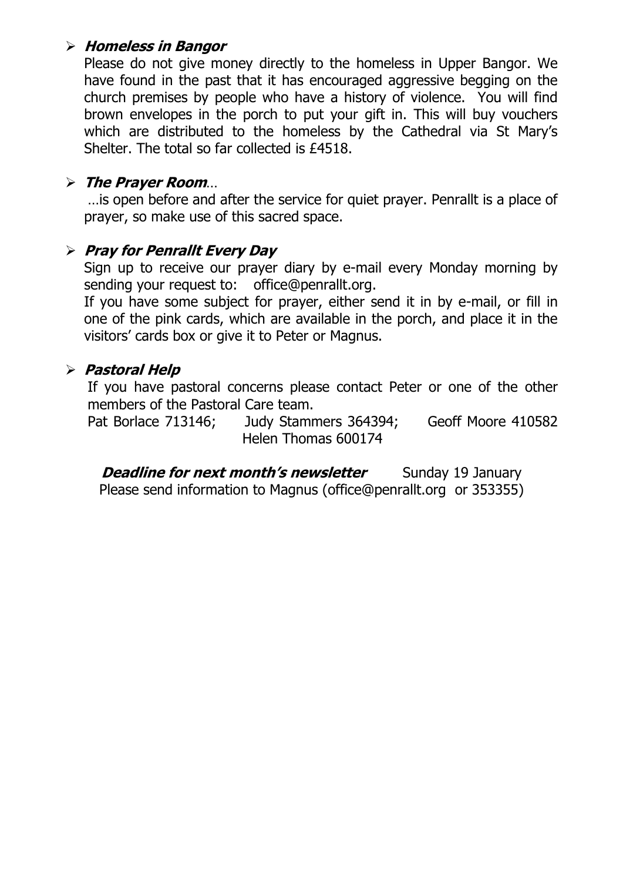- ***Homeless in Bangor***

  Please do not give money directly to the homeless in Upper Bangor. We have found in the past that it has encouraged aggressive begging on the church premises by people who have a history of violence. You will find brown envelopes in the porch to put your gift in. This will buy vouchers which are distributed to the homeless by the Cathedral via St Mary's Shelter. The total so far collected is £4518.

- ***The Prayer Room**…*

  …is open before and after the service for quiet prayer. Penrallt is a place of prayer, so make use of this sacred space.

- ***Pray for Penrallt Every Day***

  Sign up to receive our prayer diary by e-mail every Monday morning by sending your request to: office@penrallt.org.

  If you have some subject for prayer, either send it in by e-mail, or fill in one of the pink cards, which are available in the porch, and place it in the visitors' cards box or give it to Peter or Magnus.

- ***Pastoral Help***

  If you have pastoral concerns please contact Peter or one of the other members of the Pastoral Care team.

  Pat Borlace 713146; Judy Stammers 364394; Geoff Moore 410582
  Helen Thomas 600174

***Deadline for next month's newsletter*** Sunday 19 January
Please send information to Magnus (office@penrallt.org or 353355)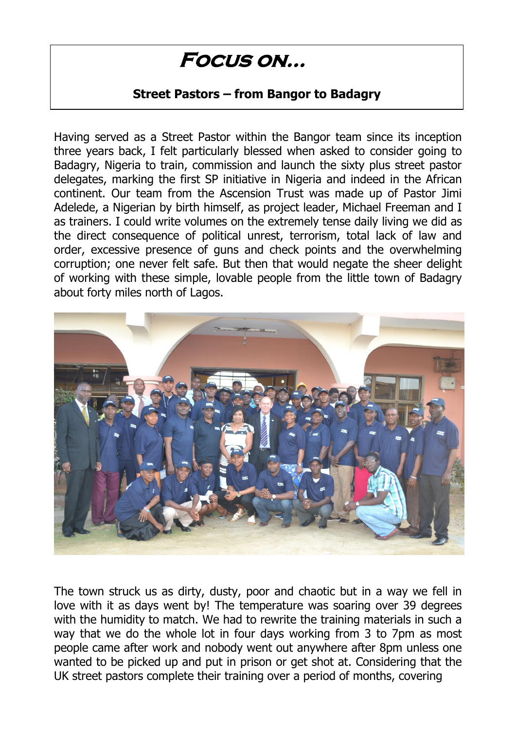# Focus on...

**Street Pastors – from Bangor to Badagry**

Having served as a Street Pastor within the Bangor team since its inception three years back, I felt particularly blessed when asked to consider going to Badagry, Nigeria to train, commission and launch the sixty plus street pastor delegates, marking the first SP initiative in Nigeria and indeed in the African continent. Our team from the Ascension Trust was made up of Pastor Jimi Adelede, a Nigerian by birth himself, as project leader, Michael Freeman and I as trainers. I could write volumes on the extremely tense daily living we did as the direct consequence of political unrest, terrorism, total lack of law and order, excessive presence of guns and check points and the overwhelming corruption; one never felt safe. But then that would negate the sheer delight of working with these simple, lovable people from the little town of Badagry about forty miles north of Lagos.

The town struck us as dirty, dusty, poor and chaotic but in a way we fell in love with it as days went by! The temperature was soaring over 39 degrees with the humidity to match. We had to rewrite the training materials in such a way that we do the whole lot in four days working from 3 to 7pm as most people came after work and nobody went out anywhere after 8pm unless one wanted to be picked up and put in prison or get shot at. Considering that the UK street pastors complete their training over a period of months, covering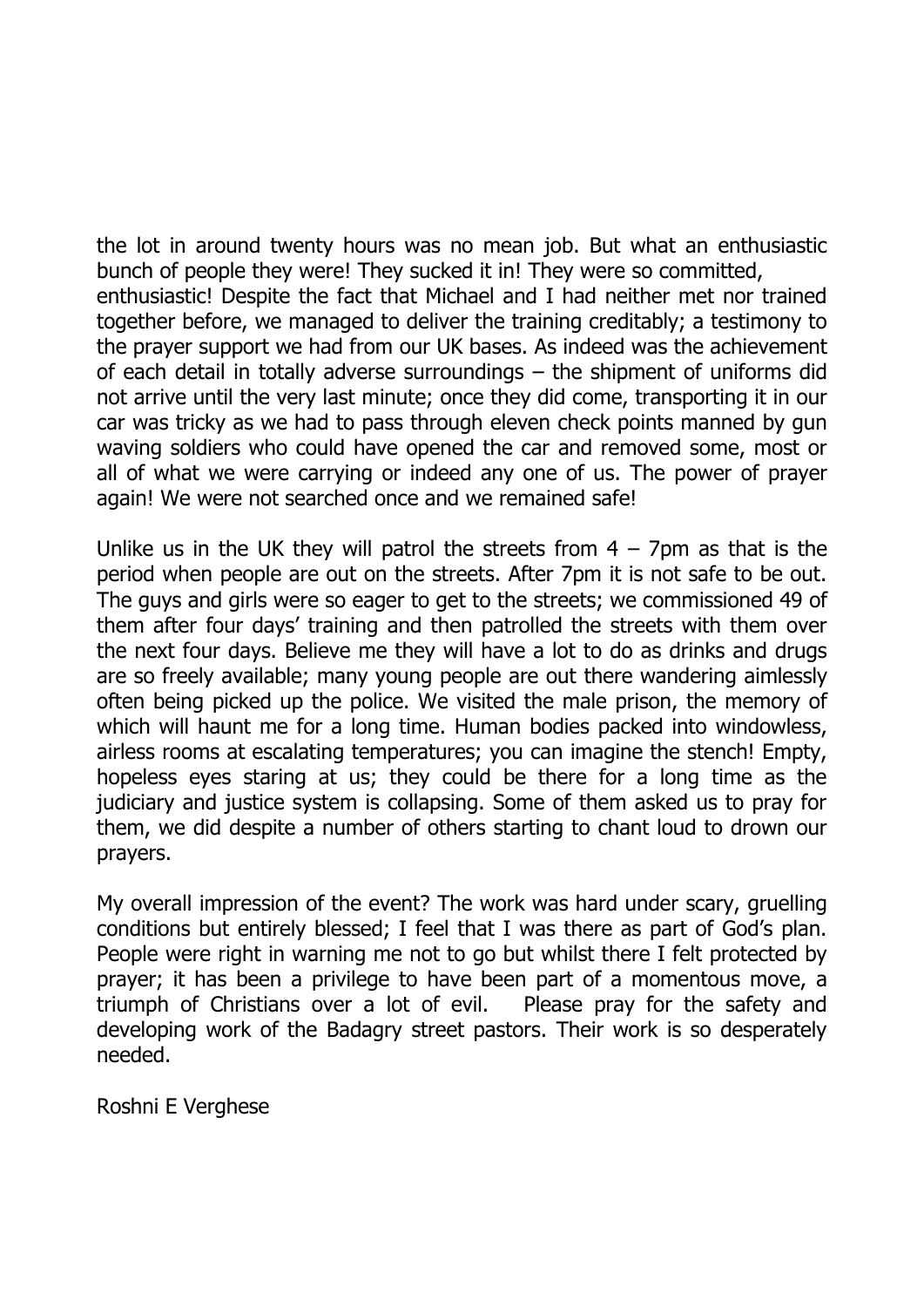the lot in around twenty hours was no mean job. But what an enthusiastic bunch of people they were! They sucked it in! They were so committed, enthusiastic! Despite the fact that Michael and I had neither met nor trained together before, we managed to deliver the training creditably; a testimony to the prayer support we had from our UK bases. As indeed was the achievement of each detail in totally adverse surroundings – the shipment of uniforms did not arrive until the very last minute; once they did come, transporting it in our car was tricky as we had to pass through eleven check points manned by gun waving soldiers who could have opened the car and removed some, most or all of what we were carrying or indeed any one of us. The power of prayer again! We were not searched once and we remained safe!

Unlike us in the UK they will patrol the streets from 4 – 7pm as that is the period when people are out on the streets. After 7pm it is not safe to be out. The guys and girls were so eager to get to the streets; we commissioned 49 of them after four days' training and then patrolled the streets with them over the next four days. Believe me they will have a lot to do as drinks and drugs are so freely available; many young people are out there wandering aimlessly often being picked up the police. We visited the male prison, the memory of which will haunt me for a long time. Human bodies packed into windowless, airless rooms at escalating temperatures; you can imagine the stench! Empty, hopeless eyes staring at us; they could be there for a long time as the judiciary and justice system is collapsing. Some of them asked us to pray for them, we did despite a number of others starting to chant loud to drown our prayers.

My overall impression of the event? The work was hard under scary, gruelling conditions but entirely blessed; I feel that I was there as part of God's plan. People were right in warning me not to go but whilst there I felt protected by prayer; it has been a privilege to have been part of a momentous move, a triumph of Christians over a lot of evil. Please pray for the safety and developing work of the Badagry street pastors. Their work is so desperately needed.

Roshni E Verghese